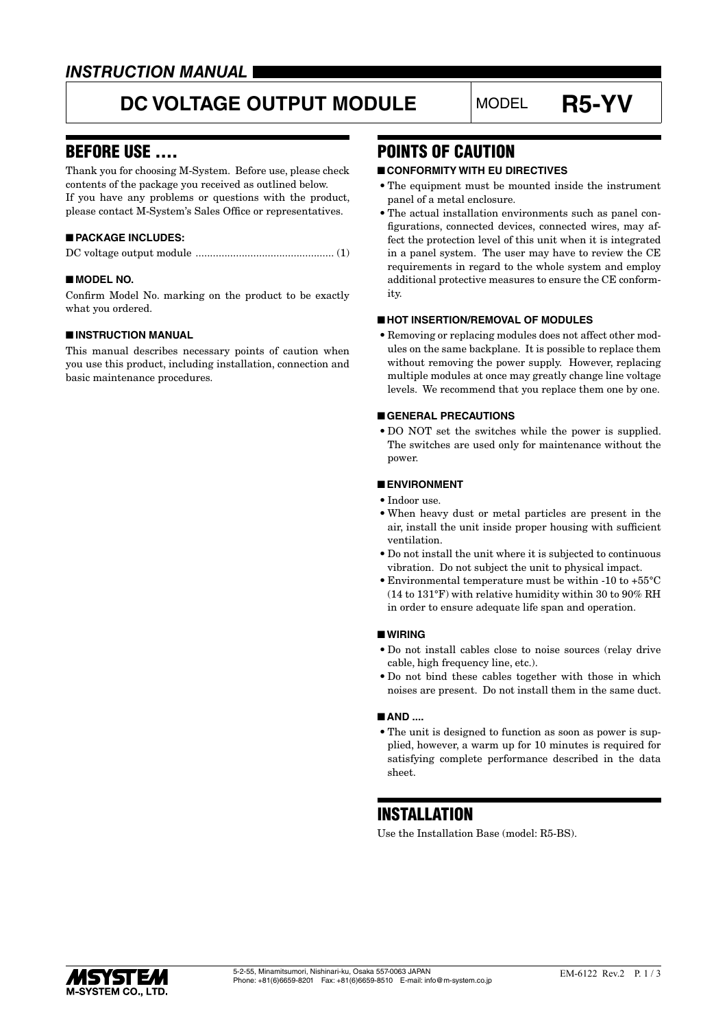*INSTRUCTION MANUAL*

# DC VOLTAGE OUTPUT MODULE | MODEL **R5-YV**

## BEFORE USE ....

Thank you for choosing M-System. Before use, please check contents of the package you received as outlined below.
If you have any problems or questions with the product, please contact M-System's Sales Office or representatives.

### ■ PACKAGE INCLUDES:

DC voltage output module ............................................... (1)

### ■ MODEL NO.

Confirm Model No. marking on the product to be exactly what you ordered.

### ■ INSTRUCTION MANUAL

This manual describes necessary points of caution when you use this product, including installation, connection and basic maintenance procedures.

## POINTS OF CAUTION

### ■ CONFORMITY WITH EU DIRECTIVES

- The equipment must be mounted inside the instrument panel of a metal enclosure.
- The actual installation environments such as panel configurations, connected devices, connected wires, may affect the protection level of this unit when it is integrated in a panel system. The user may have to review the CE requirements in regard to the whole system and employ additional protective measures to ensure the CE conformity.

### ■ HOT INSERTION/REMOVAL OF MODULES

- Removing or replacing modules does not affect other modules on the same backplane. It is possible to replace them without removing the power supply. However, replacing multiple modules at once may greatly change line voltage levels. We recommend that you replace them one by one.

### ■ GENERAL PRECAUTIONS

- DO NOT set the switches while the power is supplied. The switches are used only for maintenance without the power.

### ■ ENVIRONMENT

- Indoor use.
- When heavy dust or metal particles are present in the air, install the unit inside proper housing with sufficient ventilation.
- Do not install the unit where it is subjected to continuous vibration. Do not subject the unit to physical impact.
- Environmental temperature must be within -10 to +55°C (14 to 131°F) with relative humidity within 30 to 90% RH in order to ensure adequate life span and operation.

### ■ WIRING

- Do not install cables close to noise sources (relay drive cable, high frequency line, etc.).
- Do not bind these cables together with those in which noises are present. Do not install them in the same duct.

### ■ AND ....

- The unit is designed to function as soon as power is supplied, however, a warm up for 10 minutes is required for satisfying complete performance described in the data sheet.

## INSTALLATION

Use the Installation Base (model: R5-BS).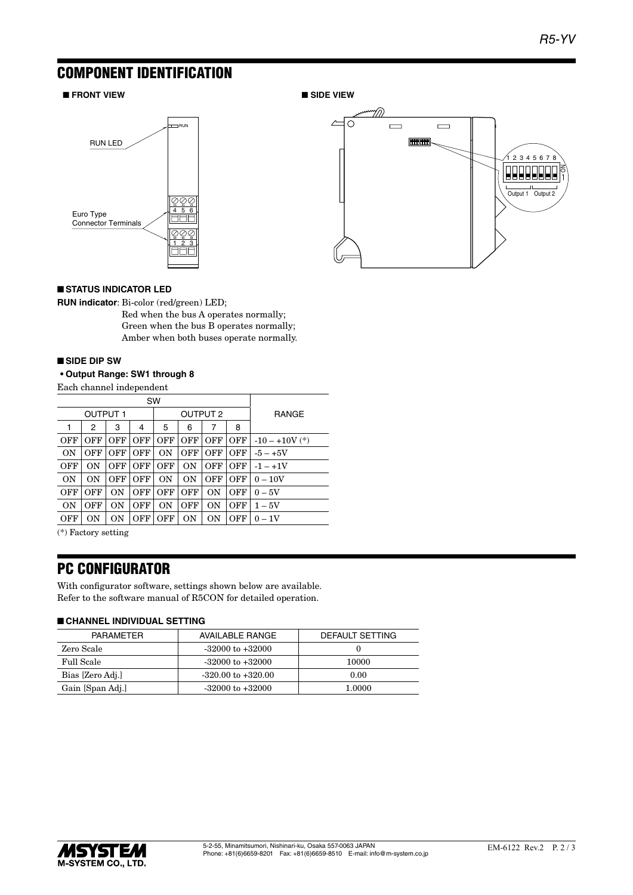## COMPONENT IDENTIFICATION

### ■ FRONT VIEW

RUN LED

Euro Type Connector Terminals

### ■ SIDE VIEW

Output 1 Output 2

### ■ STATUS INDICATOR LED

**RUN indicator**: Bi-color (red/green) LED;
Red when the bus A operates normally;
Green when the bus B operates normally;
Amber when both buses operate normally.

### ■ SIDE DIP SW

**• Output Range: SW1 through 8**

Each channel independent

| SW | | | | | | | | RANGE |
|---|---|---|---|---|---|---|---|---|
| OUTPUT 1 | | | | OUTPUT 2 | | | | |
| 1 | 2 | 3 | 4 | 5 | 6 | 7 | 8 | |
| OFF | OFF | OFF | OFF | OFF | OFF | OFF | OFF | -10 – +10V (*) |
| ON | OFF | OFF | OFF | ON | OFF | OFF | OFF | -5 – +5V |
| OFF | ON | OFF | OFF | OFF | ON | OFF | OFF | -1 – +1V |
| ON | ON | OFF | OFF | ON | ON | OFF | OFF | 0 – 10V |
| OFF | OFF | ON | OFF | OFF | OFF | ON | OFF | 0 – 5V |
| ON | OFF | ON | OFF | ON | OFF | ON | OFF | 1 – 5V |
| OFF | ON | ON | OFF | OFF | ON | ON | OFF | 0 – 1V |

(*) Factory setting

## PC CONFIGURATOR

With configurator software, settings shown below are available.
Refer to the software manual of R5CON for detailed operation.

### ■ CHANNEL INDIVIDUAL SETTING

| PARAMETER | AVAILABLE RANGE | DEFAULT SETTING |
|---|---|---|
| Zero Scale | -32000 to +32000 | 0 |
| Full Scale | -32000 to +32000 | 10000 |
| Bias [Zero Adj.] | -320.00 to +320.00 | 0.00 |
| Gain [Span Adj.] | -32000 to +32000 | 1.0000 |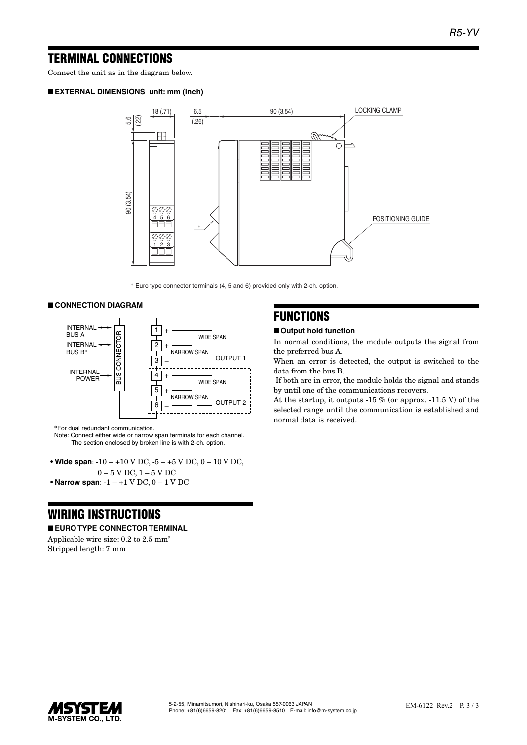## TERMINAL CONNECTIONS

Connect the unit as in the diagram below.

### ■ EXTERNAL DIMENSIONS unit: mm (inch)

18 (.71)
6.5 (.26)
90 (3.54)
LOCKING CLAMP
5.6 (.22)
90 (3.54)
POSITIONING GUIDE
4 5 6
1 2 3

* Euro type connector terminals (4, 5 and 6) provided only with 2-ch. option.

### ■ CONNECTION DIAGRAM

INTERNAL BUS A
INTERNAL BUS B*
INTERNAL POWER
BUS CONNECTOR
1 +
2 +
3 –
4 +
5 +
6 –
WIDE SPAN
NARROW SPAN
OUTPUT 1
WIDE SPAN
NARROW SPAN
OUTPUT 2

*For dual redundant communication.
Note: Connect either wide or narrow span terminals for each channel.
The section enclosed by broken line is with 2-ch. option.

- **Wide span**: -10 – +10 V DC, -5 – +5 V DC, 0 – 10 V DC, 0 – 5 V DC, 1 – 5 V DC
- **Narrow span**: -1 – +1 V DC, 0 – 1 V DC

## WIRING INSTRUCTIONS

### ■ EURO TYPE CONNECTOR TERMINAL

Applicable wire size: 0.2 to 2.5 $mm^2$
Stripped length: 7 mm

## FUNCTIONS

### ■ Output hold function

In normal conditions, the module outputs the signal from the preferred bus A.

When an error is detected, the output is switched to the data from the bus B.

If both are in error, the module holds the signal and stands by until one of the communications recovers.

At the startup, it outputs -15 % (or approx. -11.5 V) of the selected range until the communication is established and normal data is received.